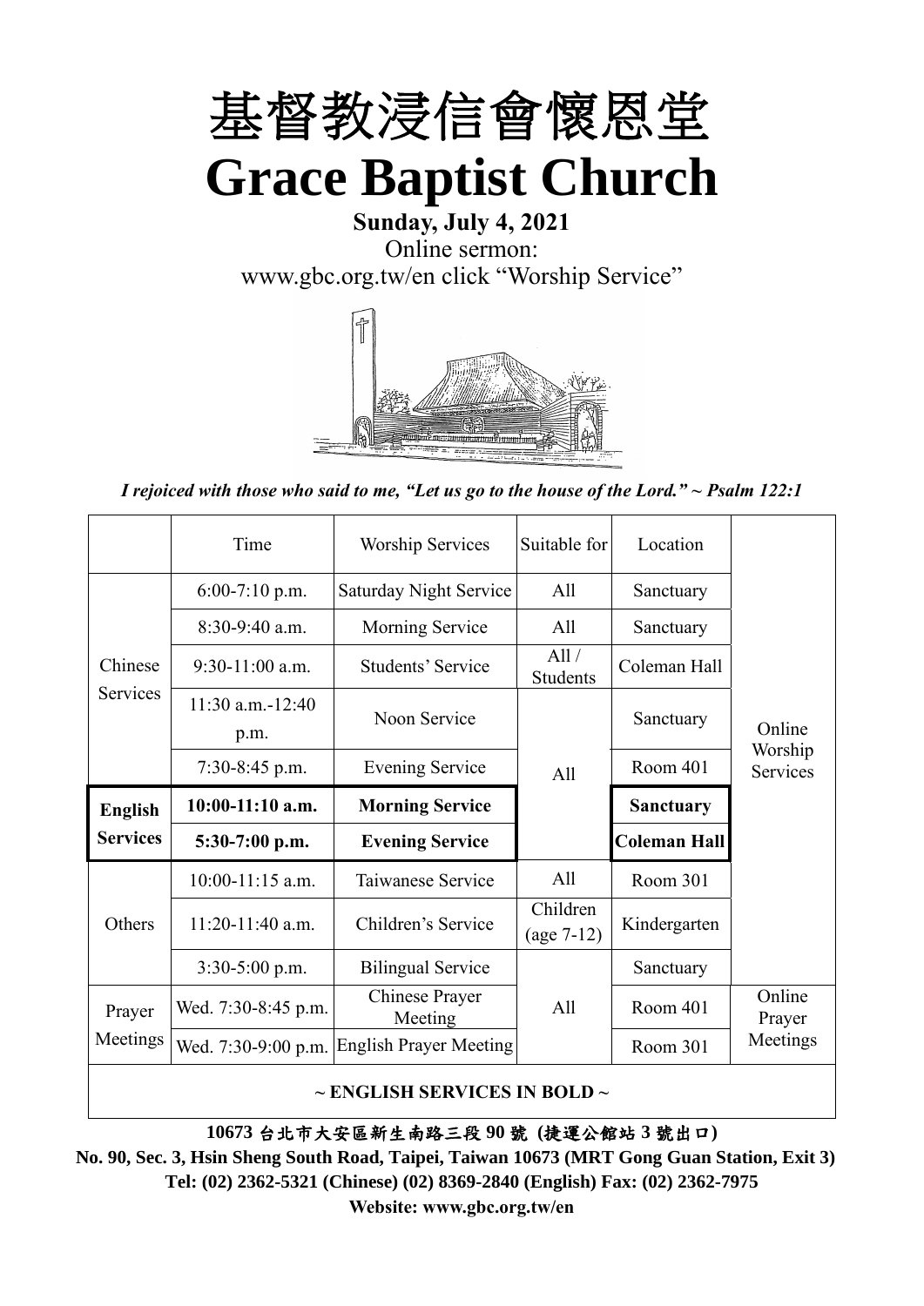# 基督教浸信會懷恩堂

# Grace Baptist Church

**Sunday, July 4, 2021**

Online sermon:

www.gbc.org.tw/en click "Worship Service"

*I rejoiced with those who said to me, "Let us go to the house of the Lord." ~ Psalm 122:1*

| | Time | Worship Services | Suitable for | Location | |
|---|---|---|---|---|---|
| Chinese Services | 6:00-7:10 p.m. | Saturday Night Service | All | Sanctuary | Online Worship Services |
| | 8:30-9:40 a.m. | Morning Service | All | Sanctuary | |
| | 9:30-11:00 a.m. | Students' Service | All / Students | Coleman Hall | |
| | 11:30 a.m.-12:40 p.m. | Noon Service | All | Sanctuary | |
| | 7:30-8:45 p.m. | Evening Service | | Room 401 | |
| **English Services** | **10:00-11:10 a.m.** | **Morning Service** | | **Sanctuary** | |
| | **5:30-7:00 p.m.** | **Evening Service** | | **Coleman Hall** | |
| Others | 10:00-11:15 a.m. | Taiwanese Service | All | Room 301 | |
| | 11:20-11:40 a.m. | Children's Service | Children (age 7-12) | Kindergarten | |
| | 3:30-5:00 p.m. | Bilingual Service | All | Sanctuary | |
| Prayer Meetings | Wed. 7:30-8:45 p.m. | Chinese Prayer Meeting | | Room 401 | Online Prayer Meetings |
| | Wed. 7:30-9:00 p.m. | English Prayer Meeting | | Room 301 | |

**~ ENGLISH SERVICES IN BOLD ~**

**10673 台北市大安區新生南路三段 90 號 (捷運公館站 3 號出口)**

**No. 90, Sec. 3, Hsin Sheng South Road, Taipei, Taiwan 10673 (MRT Gong Guan Station, Exit 3)**

**Tel: (02) 2362-5321 (Chinese) (02) 8369-2840 (English) Fax: (02) 2362-7975**

**Website: www.gbc.org.tw/en**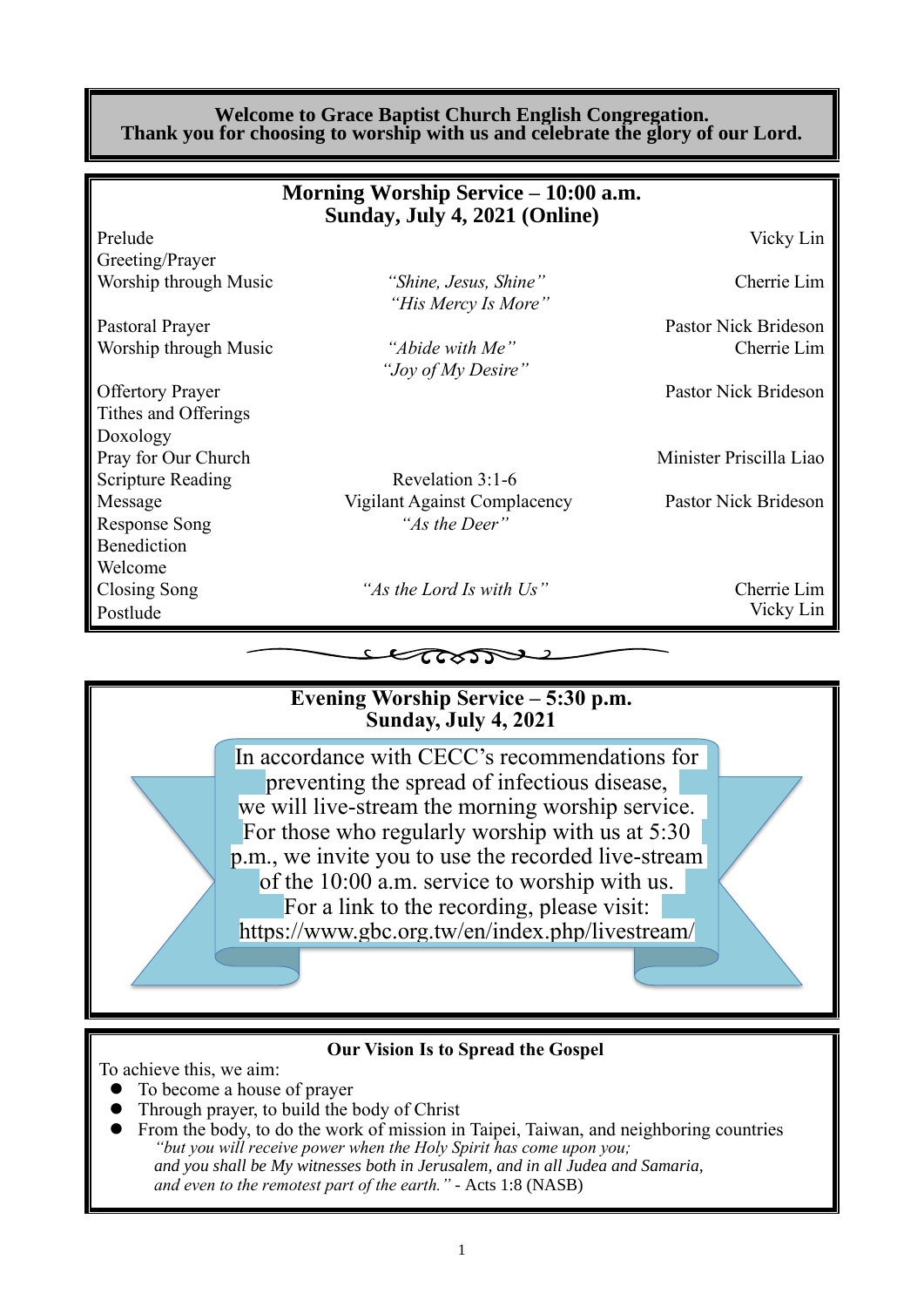**Welcome to Grace Baptist Church English Congregation.**
**Thank you for choosing to worship with us and celebrate the glory of our Lord.**

## Morning Worship Service – 10:00 a.m.
## Sunday, July 4, 2021 (Online)

| | | |
|---|---|---|
| Prelude | | Vicky Lin |
| Greeting/Prayer | | |
| Worship through Music | *"Shine, Jesus, Shine"* *"His Mercy Is More"* | Cherrie Lim |
| Pastoral Prayer | | Pastor Nick Brideson |
| Worship through Music | *"Abide with Me"* *"Joy of My Desire"* | Cherrie Lim |
| Offertory Prayer | | Pastor Nick Brideson |
| Tithes and Offerings | | |
| Doxology | | |
| Pray for Our Church | | Minister Priscilla Liao |
| Scripture Reading | Revelation 3:1-6 | |
| Message | Vigilant Against Complacency | Pastor Nick Brideson |
| Response Song | *"As the Deer"* | |
| Benediction | | |
| Welcome | | |
| Closing Song | *"As the Lord Is with Us"* | Cherrie Lim |
| Postlude | | Vicky Lin |

## Evening Worship Service – 5:30 p.m.
## Sunday, July 4, 2021

In accordance with CECC's recommendations for preventing the spread of infectious disease, we will live-stream the morning worship service. For those who regularly worship with us at 5:30 p.m., we invite you to use the recorded live-stream of the 10:00 a.m. service to worship with us. For a link to the recording, please visit: https://www.gbc.org.tw/en/index.php/livestream/

### Our Vision Is to Spread the Gospel

To achieve this, we aim:

- To become a house of prayer
- Through prayer, to build the body of Christ
- From the body, to do the work of mission in Taipei, Taiwan, and neighboring countries

*"but you will receive power when the Holy Spirit has come upon you; and you shall be My witnesses both in Jerusalem, and in all Judea and Samaria, and even to the remotest part of the earth."* - Acts 1:8 (NASB)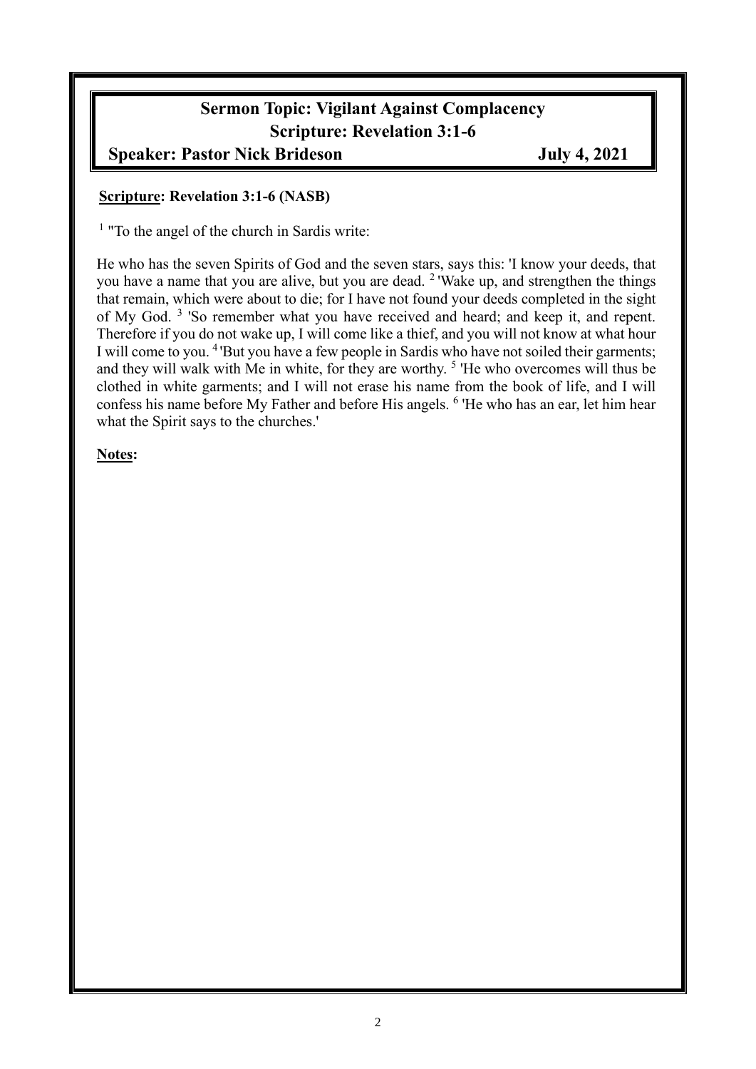# Sermon Topic: Vigilant Against Complacency

## Scripture: Revelation 3:1-6

**Speaker: Pastor Nick Brideson** **July 4, 2021**

**Scripture: Revelation 3:1-6 (NASB)**

[1] "To the angel of the church in Sardis write:

He who has the seven Spirits of God and the seven stars, says this: 'I know your deeds, that you have a name that you are alive, but you are dead. [2] 'Wake up, and strengthen the things that remain, which were about to die; for I have not found your deeds completed in the sight of My God. [3] 'So remember what you have received and heard; and keep it, and repent. Therefore if you do not wake up, I will come like a thief, and you will not know at what hour I will come to you. [4] 'But you have a few people in Sardis who have not soiled their garments; and they will walk with Me in white, for they are worthy. [5] 'He who overcomes will thus be clothed in white garments; and I will not erase his name from the book of life, and I will confess his name before My Father and before His angels. [6] 'He who has an ear, let him hear what the Spirit says to the churches.'

**Notes:**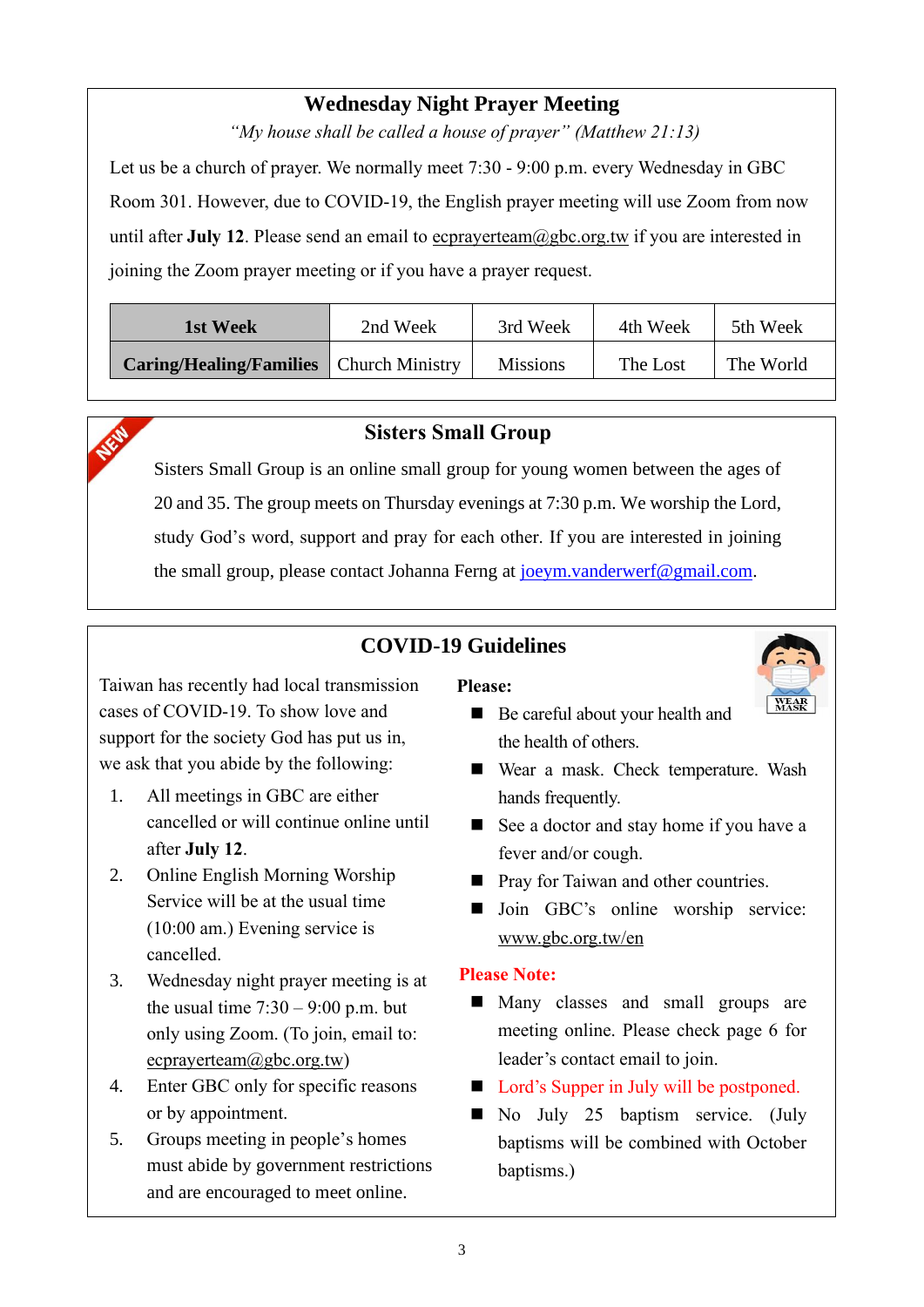## Wednesday Night Prayer Meeting

*"My house shall be called a house of prayer" (Matthew 21:13)*

Let us be a church of prayer. We normally meet 7:30 - 9:00 p.m. every Wednesday in GBC Room 301. However, due to COVID-19, the English prayer meeting will use Zoom from now until after **July 12**. Please send an email to ecprayerteam@gbc.org.tw if you are interested in joining the Zoom prayer meeting or if you have a prayer request.

| **1st Week** | 2nd Week | 3rd Week | 4th Week | 5th Week |
|---|---|---|---|---|
| **Caring/Healing/Families** | Church Ministry | Missions | The Lost | The World |

## Sisters Small Group

NEW

Sisters Small Group is an online small group for young women between the ages of 20 and 35. The group meets on Thursday evenings at 7:30 p.m. We worship the Lord, study God's word, support and pray for each other. If you are interested in joining the small group, please contact Johanna Ferng at joeym.vanderwerf@gmail.com.

## COVID-19 Guidelines

Taiwan has recently had local transmission cases of COVID-19. To show love and support for the society God has put us in, we ask that you abide by the following:

1. All meetings in GBC are either cancelled or will continue online until after **July 12**.
2. Online English Morning Worship Service will be at the usual time (10:00 am.) Evening service is cancelled.
3. Wednesday night prayer meeting is at the usual time 7:30 – 9:00 p.m. but only using Zoom. (To join, email to: ecprayerteam@gbc.org.tw)
4. Enter GBC only for specific reasons or by appointment.
5. Groups meeting in people's homes must abide by government restrictions and are encouraged to meet online.

**Please:**

- Be careful about your health and the health of others.
- Wear a mask. Check temperature. Wash hands frequently.
- See a doctor and stay home if you have a fever and/or cough.
- Pray for Taiwan and other countries.
- Join GBC's online worship service: www.gbc.org.tw/en

**Please Note:**

- Many classes and small groups are meeting online. Please check page 6 for leader's contact email to join.
- Lord's Supper in July will be postponed.
- No July 25 baptism service. (July baptisms will be combined with October baptisms.)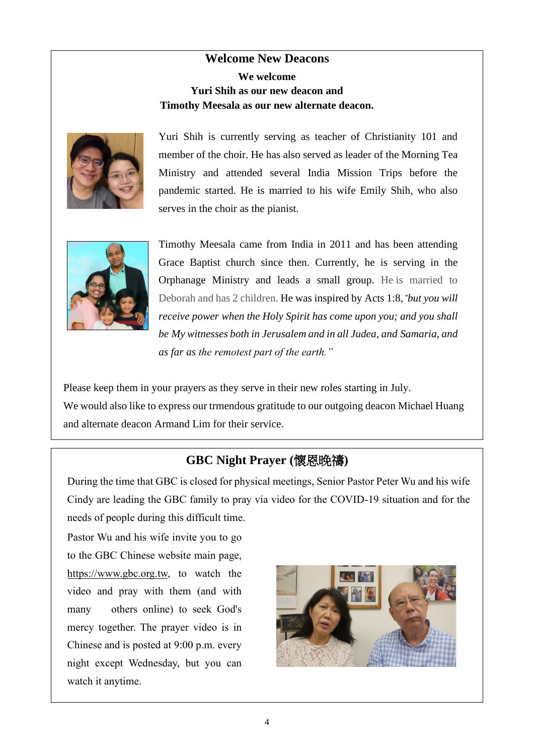## Welcome New Deacons

**We welcome**
**Yuri Shih as our new deacon and**
**Timothy Meesala as our new alternate deacon.**

Yuri Shih is currently serving as teacher of Christianity 101 and member of the choir. He has also served as leader of the Morning Tea Ministry and attended several India Mission Trips before the pandemic started. He is married to his wife Emily Shih, who also serves in the choir as the pianist.

Timothy Meesala came from India in 2011 and has been attending Grace Baptist church since then. Currently, he is serving in the Orphanage Ministry and leads a small group. He is married to Deborah and has 2 children. He was inspired by Acts 1:8, "*but you will receive power when the Holy Spirit has come upon you; and you shall be My witnesses both in Jerusalem and in all Judea, and Samaria, and as far as the remotest part of the earth.*"

Please keep them in your prayers as they serve in their new roles starting in July.
We would also like to express our trmendous gratitude to our outgoing deacon Michael Huang and alternate deacon Armand Lim for their service.

## GBC Night Prayer (懷恩晚禱)

During the time that GBC is closed for physical meetings, Senior Pastor Peter Wu and his wife Cindy are leading the GBC family to pray via video for the COVID-19 situation and for the needs of people during this difficult time.

Pastor Wu and his wife invite you to go to the GBC Chinese website main page, https://www.gbc.org.tw, to watch the video and pray with them (and with many others online) to seek God's mercy together. The prayer video is in Chinese and is posted at 9:00 p.m. every night except Wednesday, but you can watch it anytime.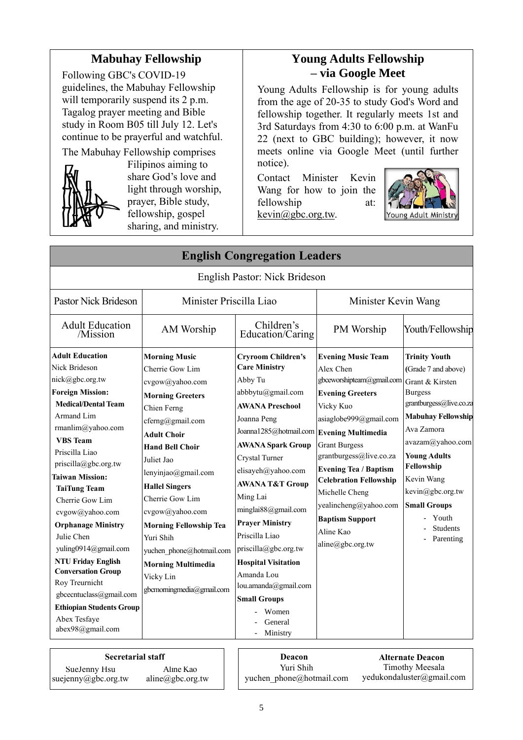## Mabuhay Fellowship

Following GBC's COVID-19 guidelines, the Mabuhay Fellowship will temporarily suspend its 2 p.m. Tagalog prayer meeting and Bible study in Room B05 till July 12. Let's continue to be prayerful and watchful.

The Mabuhay Fellowship comprises Filipinos aiming to share God's love and light through worship, prayer, Bible study, fellowship, gospel sharing, and ministry.

## Young Adults Fellowship – via Google Meet

Young Adults Fellowship is for young adults from the age of 20-35 to study God's Word and fellowship together. It regularly meets 1st and 3rd Saturdays from 4:30 to 6:00 p.m. at WanFu 22 (next to GBC building); however, it now meets online via Google Meet (until further notice).

Contact Minister Kevin Wang for how to join the fellowship at: kevin@gbc.org.tw.

## English Congregation Leaders

English Pastor: Nick Brideson

| Pastor Nick Brideson | Minister Priscilla Liao | | Minister Kevin Wang | |
|---|---|---|---|---|
| Adult Education /Mission | AM Worship | Children's Education/Caring | PM Worship | Youth/Fellowship |
| **Adult Education**<br>Nick Brideson<br>nick@gbc.org.tw<br>**Foreign Mission:**<br>**Medical/Dental Team**<br>Armand Lim<br>rmanlim@yahoo.com<br>**VBS Team**<br>Priscilla Liao<br>priscilla@gbc.org.tw<br>**Taiwan Mission:**<br>**TaiTung Team**<br>Cherrie Gow Lim<br>cvgow@yahoo.com<br>**Orphanage Ministry**<br>Julie Chen<br>yuling0914@gmail.com<br>**NTU Friday English Conversation Group**<br>Roy Treurnicht<br>gbcecntuclass@gmail.com<br>**Ethiopian Students Group**<br>Abex Tesfaye<br>abex98@gmail.com | **Morning Music**<br>Cherrie Gow Lim<br>cvgow@yahoo.com<br>**Morning Greeters**<br>Chien Ferng<br>cferng@gmail.com<br>**Adult Choir**<br>**Hand Bell Choir**<br>Juliet Jao<br>lenyinjao@gmail.com<br>**Hallel Singers**<br>Cherrie Gow Lim<br>cvgow@yahoo.com<br>**Morning Fellowship Tea**<br>Yuri Shih<br>yuchen_phone@hotmail.com<br>**Morning Multimedia**<br>Vicky Lin<br>gbcmorningmedia@gmail.com | **Cryroom Children's Care Ministry**<br>Abby Tu<br>abbbytu@gmail.com<br>**AWANA Preschool**<br>Joanna Peng<br>Joanna1285@hotmail.com<br>**AWANA Spark Group**<br>Crystal Turner<br>elisayeh@yahoo.com<br>**AWANA T&T Group**<br>Ming Lai<br>minglai88@gmail.com<br>**Prayer Ministry**<br>Priscilla Liao<br>priscilla@gbc.org.tw<br>**Hospital Visitation**<br>Amanda Lou<br>lou.amanda@gmail.com<br>**Small Groups**<br>- Women<br>- General<br>- Ministry | **Evening Music Team**<br>Alex Chen<br>gbceworshipteam@gmail.com<br>**Evening Greeters**<br>Vicky Kuo<br>asiaglobe999@gmail.com<br>**Evening Multimedia**<br>Grant Burgess<br>grantburgess@live.co.za<br>**Evening Tea / Baptism Celebration Fellowship**<br>Michelle Cheng<br>yealincheng@yahoo.com<br>**Baptism Support**<br>Aline Kao<br>aline@gbc.org.tw | **Trinity Youth**<br>(Grade 7 and above)<br>Grant & Kirsten Burgess<br>grantburgess@live.co.za<br>**Mabuhay Fellowship**<br>Ava Zamora<br>avazam@yahoo.com<br>**Young Adults Fellowship**<br>Kevin Wang<br>kevin@gbc.org.tw<br>**Small Groups**<br>- Youth<br>- Students<br>- Parenting |

| Secretarial staff | |
|---|---|
| SueJenny Hsu<br>suejenny@gbc.org.tw | Aline Kao<br>aline@gbc.org.tw |

| Deacon | Alternate Deacon |
|---|---|
| Yuri Shih<br>yuchen_phone@hotmail.com | Timothy Meesala<br>yedukondaluster@gmail.com |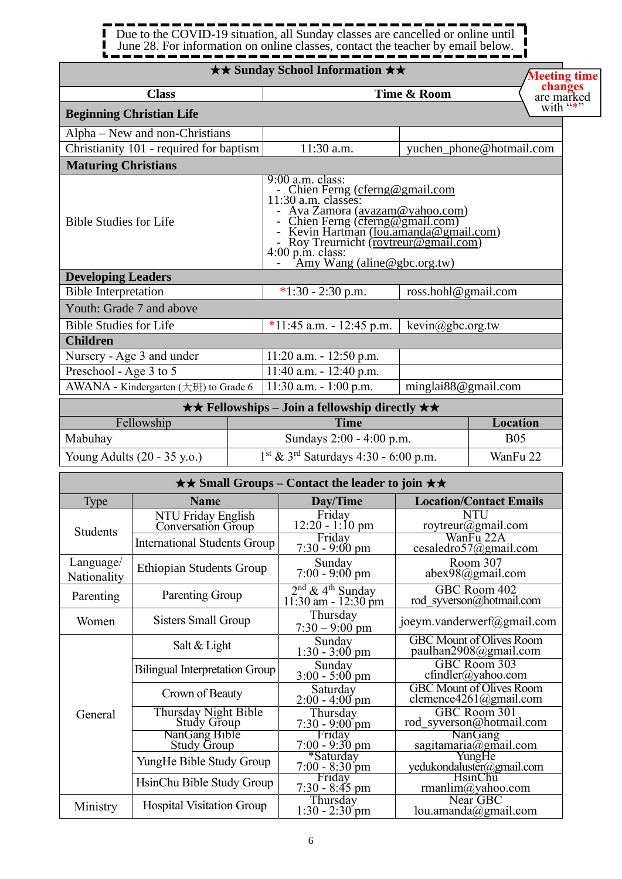Due to the COVID-19 situation, all Sunday classes are cancelled or online until June 28. For information on online classes, contact the teacher by email below.

**Meeting time changes** are marked with "*"

| ★★ Sunday School Information ★★ | | |
|---|---|---|
| **Class** | **Time & Room** | |
| **Beginning Christian Life** | | |
| Alpha – New and non-Christians | | |
| Christianity 101 - required for baptism | 11:30 a.m. | yuchen_phone@hotmail.com |
| **Maturing Christians** | | |
| Bible Studies for Life | 9:00 a.m. class:<br>- Chien Ferng (cferng@gmail.com<br>11:30 a.m. classes:<br>- Ava Zamora (avazam@yahoo.com)<br>- Chien Ferng (cferng@gmail.com)<br>- Kevin Hartman (lou.amanda@gmail.com)<br>- Roy Treurnicht (roytreur@gmail.com)<br>4:00 p.m. class:<br>- Amy Wang (aline@gbc.org.tw) | |
| **Developing Leaders** | | |
| Bible Interpretation | *1:30 - 2:30 p.m. | ross.hohl@gmail.com |
| Youth: Grade 7 and above | | |
| Bible Studies for Life | *11:45 a.m. - 12:45 p.m. | kevin@gbc.org.tw |
| **Children** | | |
| Nursery - Age 3 and under | 11:20 a.m. - 12:50 p.m. | |
| Preschool - Age 3 to 5 | 11:40 a.m. - 12:40 p.m. | |
| AWANA - Kindergarten (大班) to Grade 6 | 11:30 a.m. - 1:00 p.m. | minglai88@gmail.com |

| ★★ Fellowships – Join a fellowship directly ★★ | | |
|---|---|---|
| Fellowship | **Time** | **Location** |
| Mabuhay | Sundays 2:00 - 4:00 p.m. | B05 |
| Young Adults (20 - 35 y.o.) | 1st & 3rd Saturdays 4:30 - 6:00 p.m. | WanFu 22 |

| ★★ Small Groups – Contact the leader to join ★★ | | | |
|---|---|---|---|
| Type | **Name** | **Day/Time** | **Location/Contact Emails** |
| Students | NTU Friday English Conversation Group | Friday 12:20 - 1:10 pm | NTU roytreur@gmail.com |
| | International Students Group | Friday 7:30 - 9:00 pm | WanFu 22A cesaledro57@gmail.com |
| Language/ Nationality | Ethiopian Students Group | Sunday 7:00 - 9:00 pm | Room 307 abex98@gmail.com |
| Parenting | Parenting Group | 2nd & 4th Sunday 11:30 am - 12:30 pm | GBC Room 402 rod_syverson@hotmail.com |
| Women | Sisters Small Group | Thursday 7:30 – 9:00 pm | joeym.vanderwerf@gmail.com |
| General | Salt & Light | Sunday 1:30 - 3:00 pm | GBC Mount of Olives Room paulhan2908@gmail.com |
| | Bilingual Interpretation Group | Sunday 3:00 - 5:00 pm | GBC Room 303 cfindler@yahoo.com |
| | Crown of Beauty | Saturday 2:00 - 4:00 pm | GBC Mount of Olives Room clemence4261@gmail.com |
| | Thursday Night Bible Study Group | Thursday 7:30 - 9:00 pm | GBC Room 301 rod_syverson@hotmail.com |
| | NanGang Bible Study Group | Friday 7:00 - 9:30 pm | NanGang sagitamaria@gmail.com |
| | YungHe Bible Study Group | *Saturday 7:00 - 8:30 pm | YungHe yedukondaluster@gmail.com |
| | HsinChu Bible Study Group | Friday 7:30 - 8:45 pm | HsinChu rmanlim@yahoo.com |
| Ministry | Hospital Visitation Group | Thursday 1:30 - 2:30 pm | Near GBC lou.amanda@gmail.com |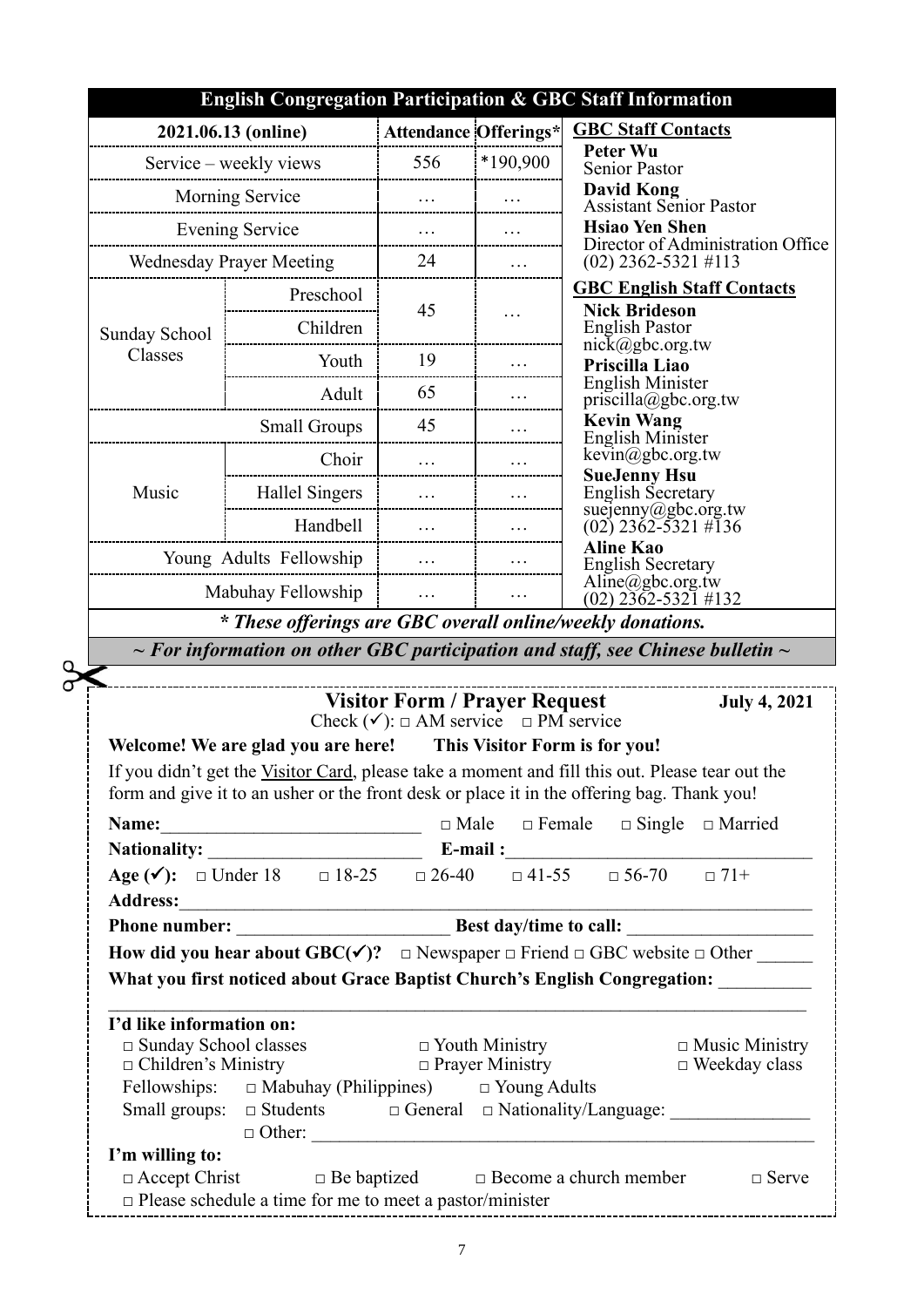## English Congregation Participation & GBC Staff Information

| 2021.06.13 (online) | | Attendance | Offerings* |
|---|---|---|---|
| Service – weekly views | | 556 | *190,900 |
| Morning Service | | … | … |
| Evening Service | | … | … |
| Wednesday Prayer Meeting | | 24 | … |
| Sunday School Classes | Preschool | 45 | … |
| | Children | | |
| | Youth | 19 | … |
| | Adult | 65 | … |
| Small Groups | | 45 | … |
| Music | Choir | … | … |
| | Hallel Singers | … | … |
| | Handbell | … | … |
| Young Adults Fellowship | | … | … |
| Mabuhay Fellowship | | … | … |

**GBC Staff Contacts**

**Peter Wu**
Senior Pastor

**David Kong**
Assistant Senior Pastor

**Hsiao Yen Shen**
Director of Administration Office
(02) 2362-5321 #113

**GBC English Staff Contacts**

**Nick Brideson**
English Pastor
nick@gbc.org.tw

**Priscilla Liao**
English Minister
priscilla@gbc.org.tw

**Kevin Wang**
English Minister
kevin@gbc.org.tw

**SueJenny Hsu**
English Secretary
suejenny@gbc.org.tw
(02) 2362-5321 #136

**Aline Kao**
English Secretary
Aline@gbc.org.tw
(02) 2362-5321 #132

***\* These offerings are GBC overall online/weekly donations.***

***~ For information on other GBC participation and staff, see Chinese bulletin ~***

---

### Visitor Form / Prayer Request

**July 4, 2021**

Check (✓): □ AM service □ PM service

**Welcome! We are glad you are here! This Visitor Form is for you!**

If you didn't get the Visitor Card, please take a moment and fill this out. Please tear out the form and give it to an usher or the front desk or place it in the offering bag. Thank you!

**Name:**\_\_\_\_\_\_\_\_\_\_\_\_\_\_\_\_\_\_\_\_\_\_\_\_ □ Male □ Female □ Single □ Married

**Nationality:** \_\_\_\_\_\_\_\_\_\_\_\_\_\_\_\_\_\_\_\_ **E-mail :**\_\_\_\_\_\_\_\_\_\_\_\_\_\_\_\_\_\_\_\_\_\_\_\_\_\_

**Age (✓):** □ Under 18 □ 18-25 □ 26-40 □ 41-55 □ 56-70 □ 71+

**Address:**\_\_\_\_\_\_\_\_\_\_\_\_\_\_\_\_\_\_\_\_\_\_\_\_\_\_\_\_\_\_\_\_\_\_\_\_\_\_\_\_\_\_\_\_\_\_\_\_\_\_\_\_\_\_\_\_\_\_

**Phone number:** \_\_\_\_\_\_\_\_\_\_\_\_\_\_\_\_\_\_\_\_ **Best day/time to call:** \_\_\_\_\_\_\_\_\_\_\_\_\_\_\_\_\_

**How did you hear about GBC(✓)?** □ Newspaper □ Friend □ GBC website □ Other \_\_\_\_\_\_

**What you first noticed about Grace Baptist Church's English Congregation:** \_\_\_\_\_\_\_\_\_\_

\_\_\_\_\_\_\_\_\_\_\_\_\_\_\_\_\_\_\_\_\_\_\_\_\_\_\_\_\_\_\_\_\_\_\_\_\_\_\_\_\_\_\_\_\_\_\_\_\_\_\_\_\_\_\_\_\_\_\_\_\_\_\_\_\_\_\_\_\_\_

**I'd like information on:**

□ Sunday School classes □ Youth Ministry □ Music Ministry
□ Children's Ministry □ Prayer Ministry □ Weekday class

Fellowships: □ Mabuhay (Philippines) □ Young Adults

Small groups: □ Students □ General □ Nationality/Language: \_\_\_\_\_\_\_\_\_\_\_\_\_\_

□ Other: \_\_\_\_\_\_\_\_\_\_\_\_\_\_\_\_\_\_\_\_\_\_\_\_\_\_\_\_\_\_\_\_\_\_\_\_\_\_\_\_\_\_\_\_\_\_\_\_\_

**I'm willing to:**

□ Accept Christ □ Be baptized □ Become a church member □ Serve

□ Please schedule a time for me to meet a pastor/minister